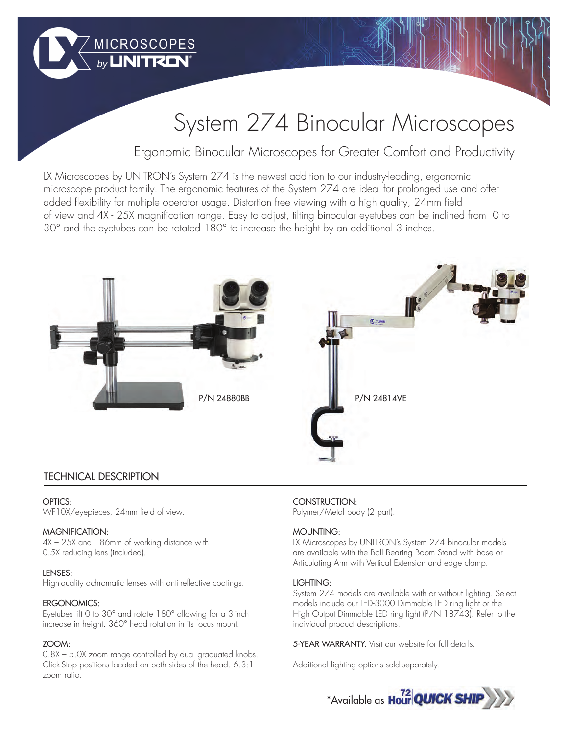LX MICROSCOPES by UNITRON®

# System 274 Binocular Microscopes

## Ergonomic Binocular Microscopes for Greater Comfort and Productivity

LX Microscopes by UNITRON's System 274 is the newest addition to our industry-leading, ergonomic microscope product family. The ergonomic features of the System 274 are ideal for prolonged use and offer added flexibility for multiple operator usage. Distortion free viewing with a high quality, 24mm field of view and 4X - 25X magnification range. Easy to adjust, tilting binocular eyetubes can be inclined from 0 to 30° and the eyetubes can be rotated 180° to increase the height by an additional 3 inches.

P/N 24880BB

P/N 24814VE

## TECHNICAL DESCRIPTION

**OPTICS:**
WF10X/eyepieces, 24mm field of view.

**MAGNIFICATION:**
4X – 25X and 186mm of working distance with 0.5X reducing lens (included).

**LENSES:**
High-quality achromatic lenses with anti-reflective coatings.

**ERGONOMICS:**
Eyetubes tilt 0 to 30° and rotate 180° allowing for a 3-inch increase in height. 360° head rotation in its focus mount.

**ZOOM:**
0.8X – 5.0X zoom range controlled by dual graduated knobs. Click-Stop positions located on both sides of the head. 6.3:1 zoom ratio.

**CONSTRUCTION:**
Polymer/Metal body (2 part).

**MOUNTING:**
LX Microscopes by UNITRON's System 274 binocular models are available with the Ball Bearing Boom Stand with base or Articulating Arm with Vertical Extension and edge clamp.

**LIGHTING:**
System 274 models are available with or without lighting. Select models include our LED-3000 Dimmable LED ring light or the High Output Dimmable LED ring light (P/N 18743). Refer to the individual product descriptions.

**5-YEAR WARRANTY.** Visit our website for full details.

Additional lighting options sold separately.

*Available as 72 Hour QUICK SHIP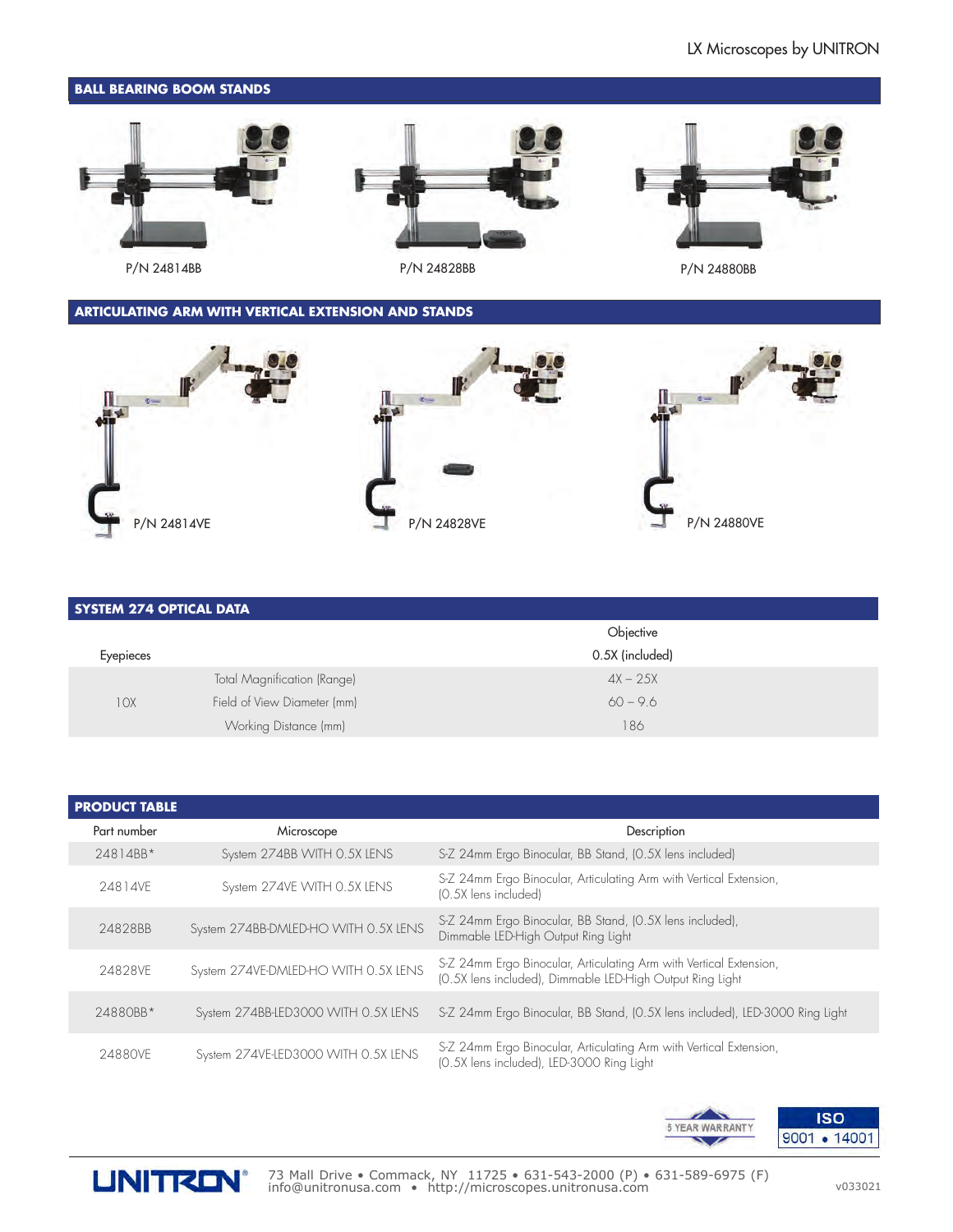## BALL BEARING BOOM STANDS

P/N 24814BB

P/N 24828BB

P/N 24880BB

## ARTICULATING ARM WITH VERTICAL EXTENSION AND STANDS

P/N 24814VE

P/N 24828VE

P/N 24880VE

## SYSTEM 274 OPTICAL DATA

| Eyepieces | | Objective 0.5X (included) |
|---|---|---|
| 10X | Total Magnification (Range) | 4X – 25X |
| | Field of View Diameter (mm) | 60 – 9.6 |
| | Working Distance (mm) | 186 |

## PRODUCT TABLE

| Part number | Microscope | Description |
|---|---|---|
| 24814BB* | System 274BB WITH 0.5X LENS | S-Z 24mm Ergo Binocular, BB Stand, (0.5X lens included) |
| 24814VE | System 274VE WITH 0.5X LENS | S-Z 24mm Ergo Binocular, Articulating Arm with Vertical Extension, (0.5X lens included) |
| 24828BB | System 274BB-DMLED-HO WITH 0.5X LENS | S-Z 24mm Ergo Binocular, BB Stand, (0.5X lens included), Dimmable LED-High Output Ring Light |
| 24828VE | System 274VE-DMLED-HO WITH 0.5X LENS | S-Z 24mm Ergo Binocular, Articulating Arm with Vertical Extension, (0.5X lens included), Dimmable LED-High Output Ring Light |
| 24880BB* | System 274BB-LED3000 WITH 0.5X LENS | S-Z 24mm Ergo Binocular, BB Stand, (0.5X lens included), LED-3000 Ring Light |
| 24880VE | System 274VE-LED3000 WITH 0.5X LENS | S-Z 24mm Ergo Binocular, Articulating Arm with Vertical Extension, (0.5X lens included), LED-3000 Ring Light |

5 YEAR WARRANTY

ISO 9001 • 14001

UNITRON

73 Mall Drive • Commack, NY 11725 • 631-543-2000 (P) • 631-589-6975 (F)
info@unitronusa.com • http://microscopes.unitronusa.com

v033021